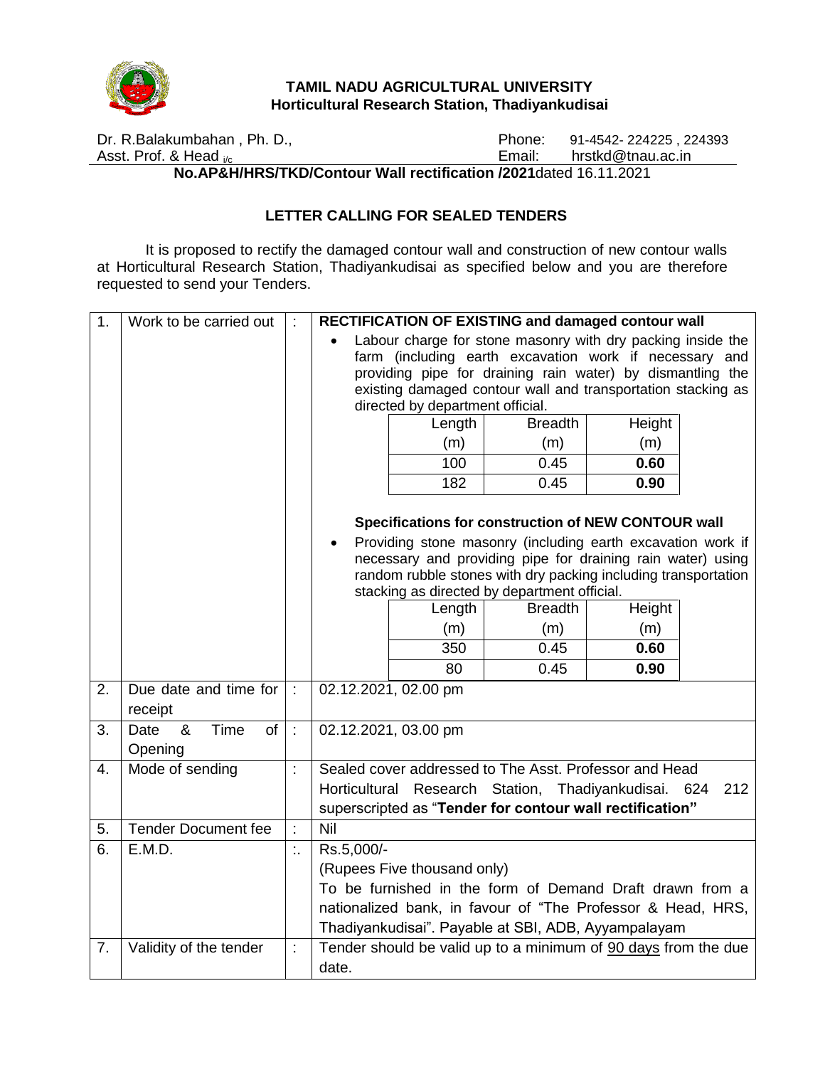**TAMIL NADU AGRICULTURAL UNIVERSITY**
**Horticultural Research Station, Thadiyankudisai**

Dr. R.Balakumbahan , Ph. D.,
Asst. Prof. & Head i/c

Phone: 91-4542- 224225 , 224393
Email: hrstkd@tnau.ac.in

**No.AP&H/HRS/TKD/Contour Wall rectification /2021**dated 16.11.2021

## LETTER CALLING FOR SEALED TENDERS

It is proposed to rectify the damaged contour wall and construction of new contour walls at Horticultural Research Station, Thadiyankudisai as specified below and you are therefore requested to send your Tenders.

| | | | |
|---|---|---|---|
| 1. | Work to be carried out | : | **RECTIFICATION OF EXISTING and damaged contour wall**<br>• Labour charge for stone masonry with dry packing inside the farm (including earth excavation work if necessary and providing pipe for draining rain water) by dismantling the existing damaged contour wall and transportation stacking as directed by department official.<br><br>Length (m) / Breadth (m) / Height (m)<br>100 / 0.45 / **0.60**<br>182 / 0.45 / **0.90**<br><br>**Specifications for construction of NEW CONTOUR wall**<br>• Providing stone masonry (including earth excavation work if necessary and providing pipe for draining rain water) using random rubble stones with dry packing including transportation stacking as directed by department official.<br><br>Length (m) / Breadth (m) / Height (m)<br>350 / 0.45 / **0.60**<br>80 / 0.45 / **0.90** |
| 2. | Due date and time for receipt | : | 02.12.2021, 02.00 pm |
| 3. | Date & Time of Opening | : | 02.12.2021, 03.00 pm |
| 4. | Mode of sending | : | Sealed cover addressed to The Asst. Professor and Head Horticultural Research Station, Thadiyankudisai. 624 212 superscripted as "**Tender for contour wall rectification"** |
| 5. | Tender Document fee | : | Nil |
| 6. | E.M.D. | :. | Rs.5,000/-<br>(Rupees Five thousand only)<br>To be furnished in the form of Demand Draft drawn from a nationalized bank, in favour of "The Professor & Head, HRS, Thadiyankudisai". Payable at SBI, ADB, Ayyampalayam |
| 7. | Validity of the tender | : | Tender should be valid up to a minimum of 90 days from the due date. |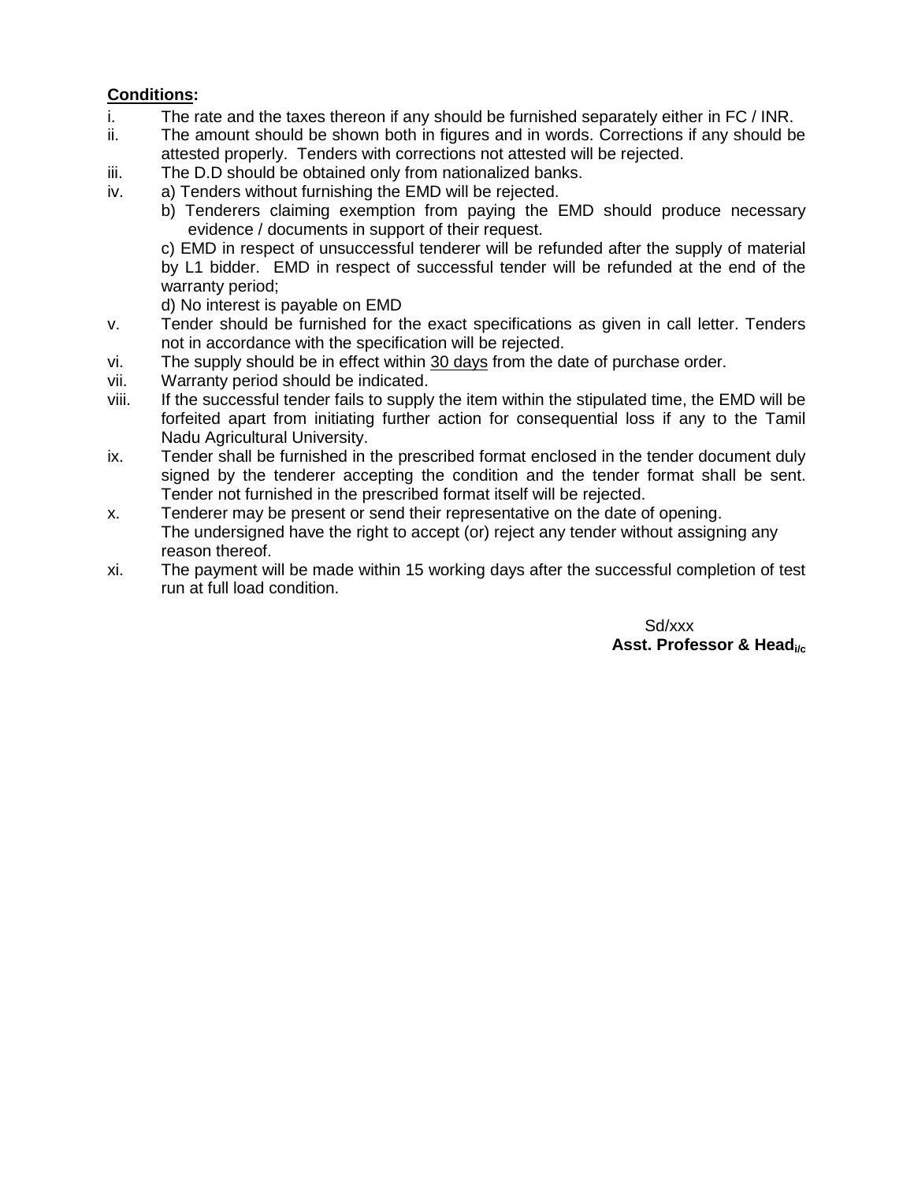**Conditions:**

i. The rate and the taxes thereon if any should be furnished separately either in FC / INR.

ii. The amount should be shown both in figures and in words. Corrections if any should be attested properly. Tenders with corrections not attested will be rejected.

iii. The D.D should be obtained only from nationalized banks.

iv. a) Tenders without furnishing the EMD will be rejected.

   b) Tenderers claiming exemption from paying the EMD should produce necessary evidence / documents in support of their request.

   c) EMD in respect of unsuccessful tenderer will be refunded after the supply of material by L1 bidder. EMD in respect of successful tender will be refunded at the end of the warranty period;

   d) No interest is payable on EMD

v. Tender should be furnished for the exact specifications as given in call letter. Tenders not in accordance with the specification will be rejected.

vi. The supply should be in effect within <u>30 days</u> from the date of purchase order.

vii. Warranty period should be indicated.

viii. If the successful tender fails to supply the item within the stipulated time, the EMD will be forfeited apart from initiating further action for consequential loss if any to the Tamil Nadu Agricultural University.

ix. Tender shall be furnished in the prescribed format enclosed in the tender document duly signed by the tenderer accepting the condition and the tender format shall be sent. Tender not furnished in the prescribed format itself will be rejected.

x. Tenderer may be present or send their representative on the date of opening.
   The undersigned have the right to accept (or) reject any tender without assigning any reason thereof.

xi. The payment will be made within 15 working days after the successful completion of test run at full load condition.

Sd/xxx

**Asst. Professor & Head i/c**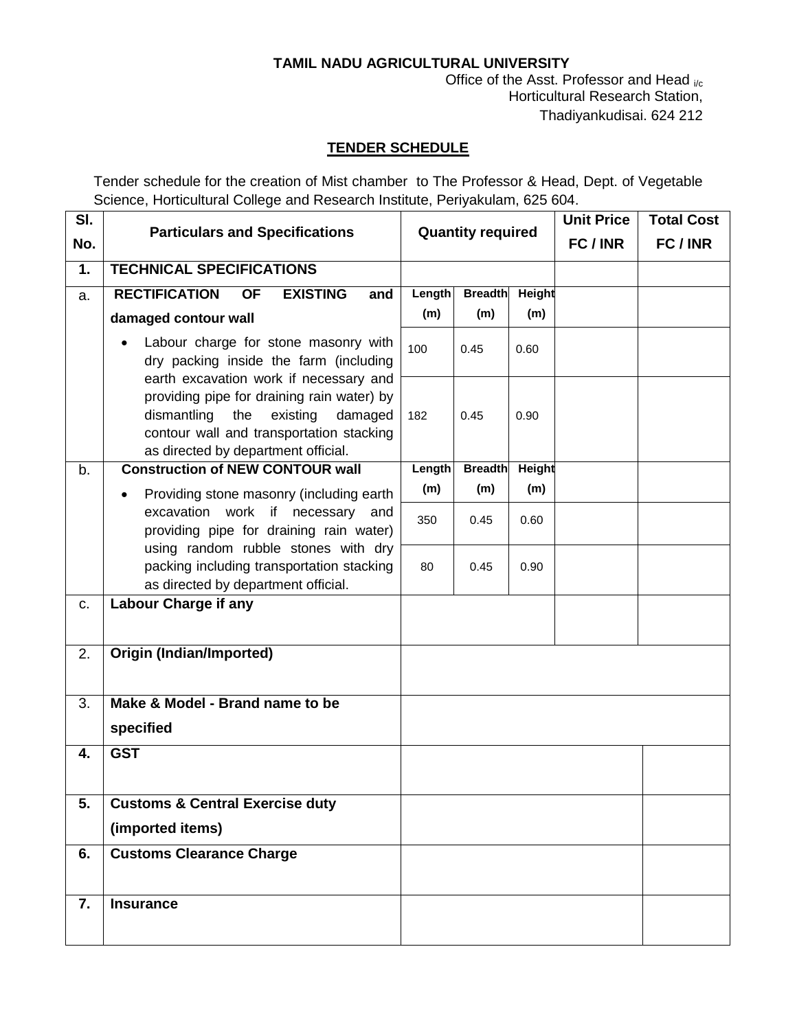**TAMIL NADU AGRICULTURAL UNIVERSITY**

Office of the Asst. Professor and Head i/c
Horticultural Research Station,
Thadiyankudisai. 624 212

## TENDER SCHEDULE

Tender schedule for the creation of Mist chamber to The Professor & Head, Dept. of Vegetable Science, Horticultural College and Research Institute, Periyakulam, 625 604.

| Sl. No. | Particulars and Specifications | Quantity required | | | Unit Price FC / INR | Total Cost FC / INR |
|---|---|---|---|---|---|---|
| **1.** | **TECHNICAL SPECIFICATIONS** | | | | | |
| a. | **RECTIFICATION OF EXISTING and damaged contour wall** | **Length (m)** | **Breadth (m)** | **Height (m)** | | |
| | • Labour charge for stone masonry with dry packing inside the farm (including earth excavation work if necessary and providing pipe for draining rain water) by dismantling the existing damaged contour wall and transportation stacking as directed by department official. | 100 | 0.45 | 0.60 | | |
| | | 182 | 0.45 | 0.90 | | |
| b. | **Construction of NEW CONTOUR wall** | **Length (m)** | **Breadth (m)** | **Height (m)** | | |
| | • Providing stone masonry (including earth excavation work if necessary and providing pipe for draining rain water) using random rubble stones with dry packing including transportation stacking as directed by department official. | 350 | 0.45 | 0.60 | | |
| | | 80 | 0.45 | 0.90 | | |
| c. | **Labour Charge if any** | | | | | |
| 2. | **Origin (Indian/Imported)** | | | | | |
| 3. | **Make & Model - Brand name to be specified** | | | | | |
| **4.** | **GST** | | | | | |
| **5.** | **Customs & Central Exercise duty (imported items)** | | | | | |
| **6.** | **Customs Clearance Charge** | | | | | |
| **7.** | **Insurance** | | | | | |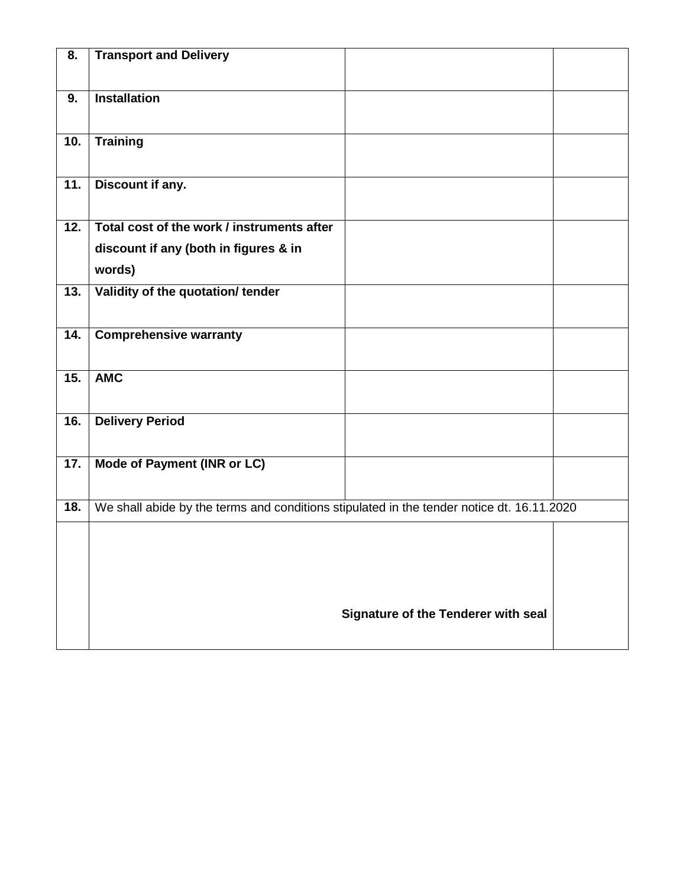| | | | |
|---|---|---|---|
| **8.** | **Transport and Delivery** | | |
| **9.** | **Installation** | | |
| **10.** | **Training** | | |
| **11.** | **Discount if any.** | | |
| **12.** | **Total cost of the work / instruments after discount if any (both in figures & in words)** | | |
| **13.** | **Validity of the quotation/ tender** | | |
| **14.** | **Comprehensive warranty** | | |
| **15.** | **AMC** | | |
| **16.** | **Delivery Period** | | |
| **17.** | **Mode of Payment (INR or LC)** | | |
| **18.** | We shall abide by the terms and conditions stipulated in the tender notice dt. 16.11.2020 | | |
| | **Signature of the Tenderer with seal** | | |